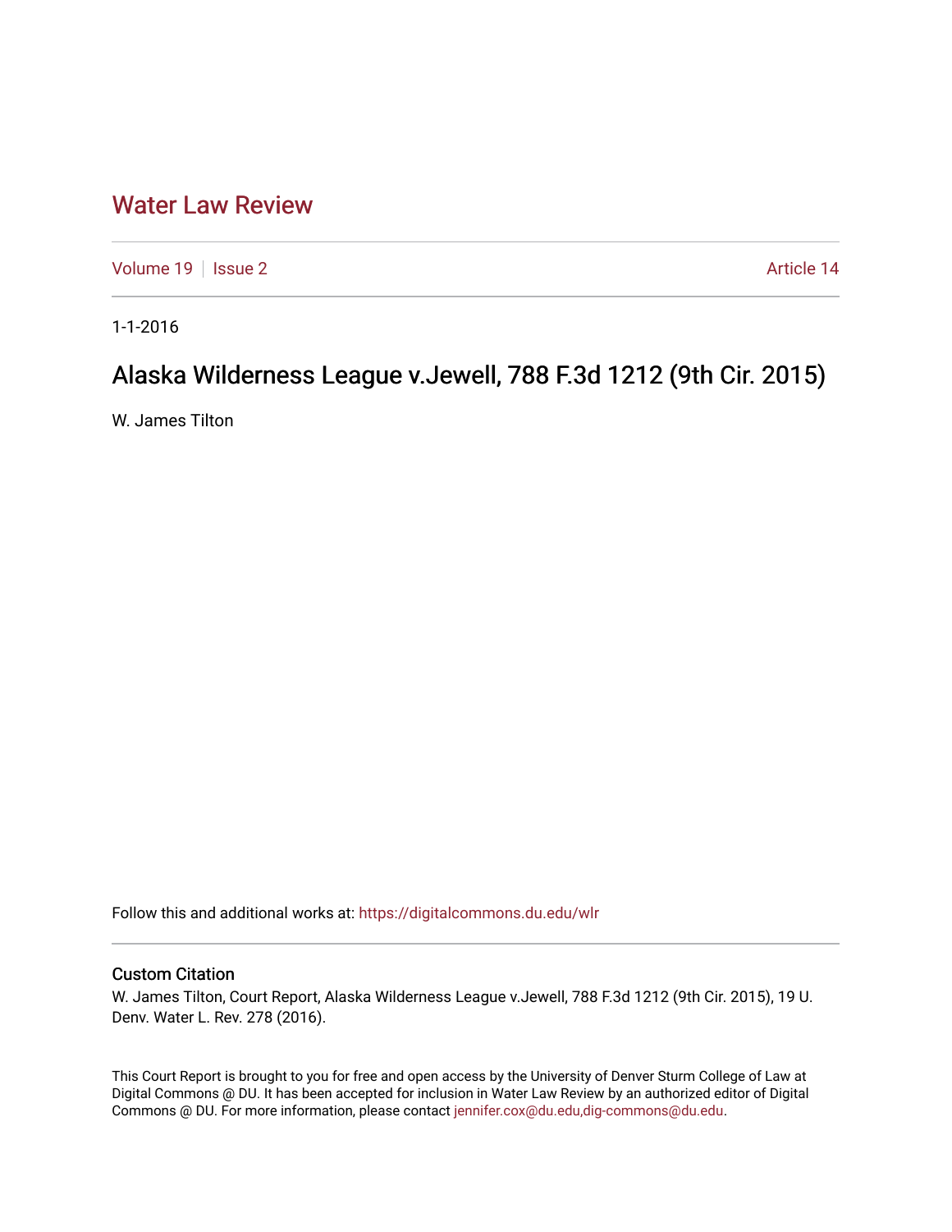# Water Law Review

Volume 19 | Issue 2 | Article 14

1-1-2016

## Alaska Wilderness League v.Jewell, 788 F.3d 1212 (9th Cir. 2015)

W. James Tilton

Follow this and additional works at: https://digitalcommons.du.edu/wlr

### Custom Citation

W. James Tilton, Court Report, Alaska Wilderness League v.Jewell, 788 F.3d 1212 (9th Cir. 2015), 19 U. Denv. Water L. Rev. 278 (2016).

This Court Report is brought to you for free and open access by the University of Denver Sturm College of Law at Digital Commons @ DU. It has been accepted for inclusion in Water Law Review by an authorized editor of Digital Commons @ DU. For more information, please contact jennifer.cox@du.edu,dig-commons@du.edu.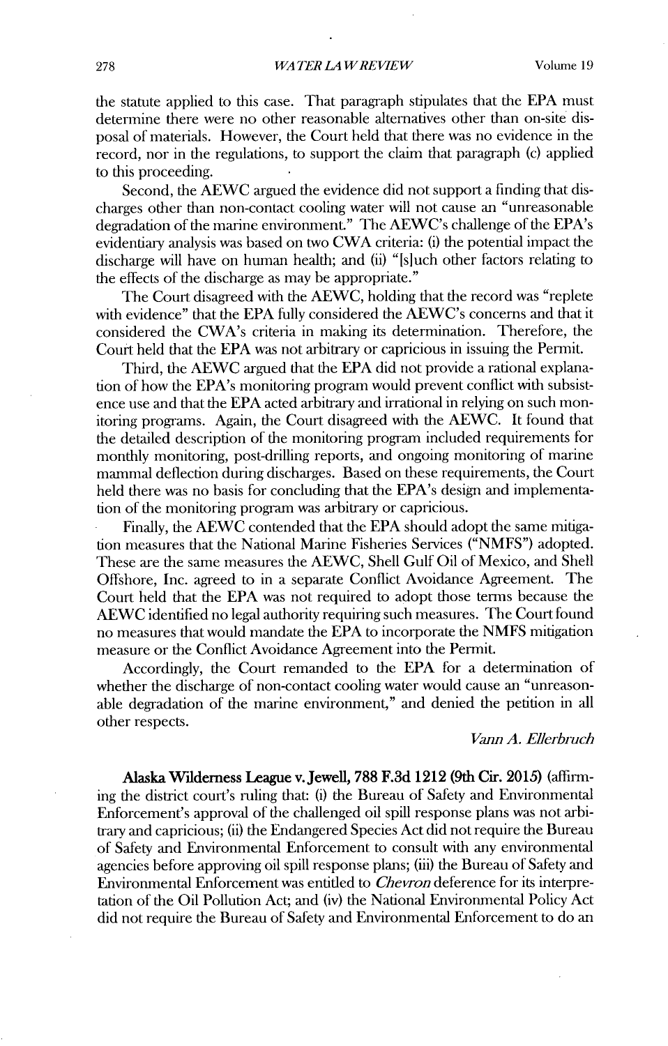the statute applied to this case. That paragraph stipulates that the EPA must determine there were no other reasonable alternatives other than on-site disposal of materials. However, the Court held that there was no evidence in the record, nor in the regulations, to support the claim that paragraph (c) applied to this proceeding.

Second, the AEWC argued the evidence did not support a finding that discharges other than non-contact cooling water will not cause an "unreasonable degradation of the marine environment." The AEWC's challenge of the EPA's evidentiary analysis was based on two CWA criteria: (i) the potential impact the discharge will have on human health; and (ii) "[s]uch other factors relating to the effects of the discharge as may be appropriate."

The Court disagreed with the AEWC, holding that the record was "replete with evidence" that the EPA fully considered the AEWC's concerns and that it considered the CWA's criteria in making its determination. Therefore, the Court held that the EPA was not arbitrary or capricious in issuing the Permit.

Third, the AEWC argued that the EPA did not provide a rational explanation of how the EPA's monitoring program would prevent conflict with subsistence use and that the EPA acted arbitrary and irrational in relying on such monitoring programs. Again, the Court disagreed with the AEWC. It found that the detailed description of the monitoring program included requirements for monthly monitoring, post-drilling reports, and ongoing monitoring of marine mammal deflection during discharges. Based on these requirements, the Court held there was no basis for concluding that the EPA's design and implementation of the monitoring program was arbitrary or capricious.

Finally, the AEWC contended that the EPA should adopt the same mitigation measures that the National Marine Fisheries Services ("NMFS") adopted. These are the same measures the AEWC, Shell Gulf Oil of Mexico, and Shell Offshore, Inc. agreed to in a separate Conflict Avoidance Agreement. The Court held that the EPA was not required to adopt those terms because the AEWC identified no legal authority requiring such measures. The Court found no measures that would mandate the EPA to incorporate the NMFS mitigation measure or the Conflict Avoidance Agreement into the Permit.

Accordingly, the Court remanded to the EPA for a determination of whether the discharge of non-contact cooling water would cause an "unreasonable degradation of the marine environment," and denied the petition in all other respects.

*Vann A. Ellerbruch*

**Alaska Wilderness League v. Jewell, 788 F.3d 1212 (9th Cir. 2015)** (affirming the district court's ruling that: (i) the Bureau of Safety and Environmental Enforcement's approval of the challenged oil spill response plans was not arbitrary and capricious; (ii) the Endangered Species Act did not require the Bureau of Safety and Environmental Enforcement to consult with any environmental agencies before approving oil spill response plans; (iii) the Bureau of Safety and Environmental Enforcement was entitled to *Chevron* deference for its interpretation of the Oil Pollution Act; and (iv) the National Environmental Policy Act did not require the Bureau of Safety and Environmental Enforcement to do an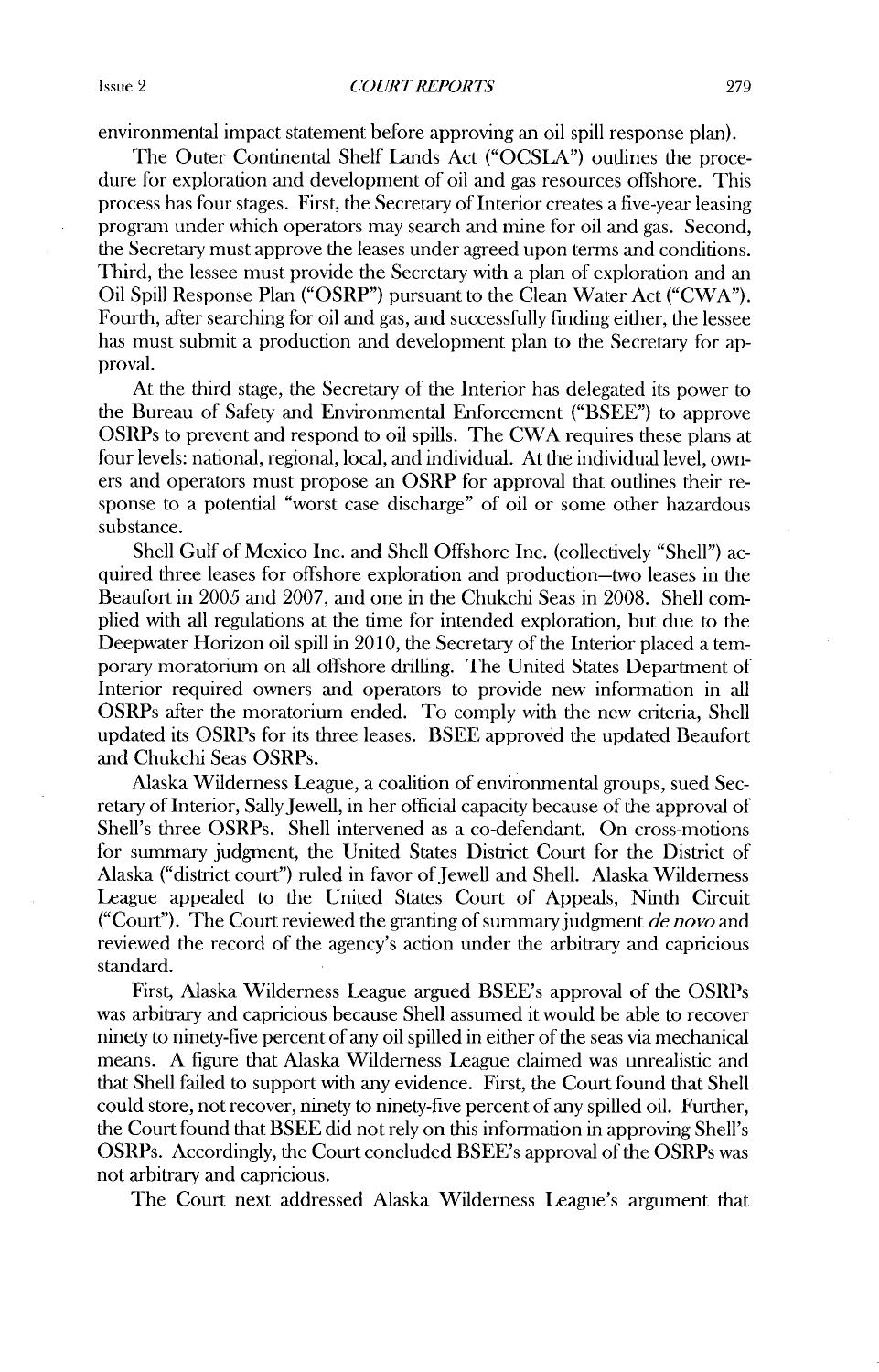environmental impact statement before approving an oil spill response plan).

The Outer Continental Shelf Lands Act ("OCSLA") outlines the procedure for exploration and development of oil and gas resources offshore. This process has four stages. First, the Secretary of Interior creates a five-year leasing program under which operators may search and mine for oil and gas. Second, the Secretary must approve the leases under agreed upon terms and conditions. Third, the lessee must provide the Secretary with a plan of exploration and an Oil Spill Response Plan ("OSRP") pursuant to the Clean Water Act ("CWA"). Fourth, after searching for oil and gas, and successfully finding either, the lessee has must submit a production and development plan to the Secretary for approval.

At the third stage, the Secretary of the Interior has delegated its power to the Bureau of Safety and Environmental Enforcement ("BSEE") to approve OSRPs to prevent and respond to oil spills. The CWA requires these plans at four levels: national, regional, local, and individual. At the individual level, owners and operators must propose an OSRP for approval that outlines their response to a potential "worst case discharge" of oil or some other hazardous substance.

Shell Gulf of Mexico Inc. and Shell Offshore Inc. (collectively "Shell") acquired three leases for offshore exploration and production—two leases in the Beaufort in 2005 and 2007, and one in the Chukchi Seas in 2008. Shell complied with all regulations at the time for intended exploration, but due to the Deepwater Horizon oil spill in 2010, the Secretary of the Interior placed a temporary moratorium on all offshore drilling. The United States Department of Interior required owners and operators to provide new information in all OSRPs after the moratorium ended. To comply with the new criteria, Shell updated its OSRPs for its three leases. BSEE approved the updated Beaufort and Chukchi Seas OSRPs.

Alaska Wilderness League, a coalition of environmental groups, sued Secretary of Interior, Sally Jewell, in her official capacity because of the approval of Shell's three OSRPs. Shell intervened as a co-defendant. On cross-motions for summary judgment, the United States District Court for the District of Alaska ("district court") ruled in favor of Jewell and Shell. Alaska Wilderness League appealed to the United States Court of Appeals, Ninth Circuit ("Court"). The Court reviewed the granting of summary judgment *de novo* and reviewed the record of the agency's action under the arbitrary and capricious standard.

First, Alaska Wilderness League argued BSEE's approval of the OSRPs was arbitrary and capricious because Shell assumed it would be able to recover ninety to ninety-five percent of any oil spilled in either of the seas via mechanical means. A figure that Alaska Wilderness League claimed was unrealistic and that Shell failed to support with any evidence. First, the Court found that Shell could store, not recover, ninety to ninety-five percent of any spilled oil. Further, the Court found that BSEE did not rely on this information in approving Shell's OSRPs. Accordingly, the Court concluded BSEE's approval of the OSRPs was not arbitrary and capricious.

The Court next addressed Alaska Wilderness League's argument that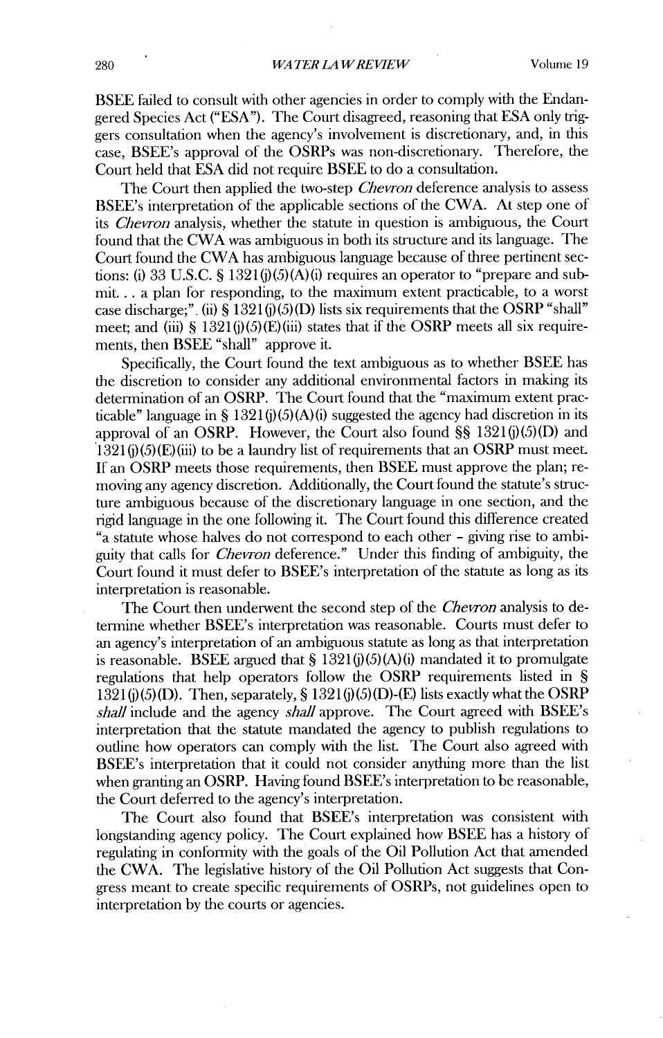BSEE failed to consult with other agencies in order to comply with the Endangered Species Act ("ESA"). The Court disagreed, reasoning that ESA only triggers consultation when the agency's involvement is discretionary, and, in this case, BSEE's approval of the OSRPs was non-discretionary. Therefore, the Court held that ESA did not require BSEE to do a consultation.

The Court then applied the two-step *Chevron* deference analysis to assess BSEE's interpretation of the applicable sections of the CWA. At step one of its *Chevron* analysis, whether the statute in question is ambiguous, the Court found that the CWA was ambiguous in both its structure and its language. The Court found the CWA has ambiguous language because of three pertinent sections: (i) 33 U.S.C. § 1321(j)(5)(A)(i) requires an operator to "prepare and submit... a plan for responding, to the maximum extent practicable, to a worst case discharge;". (ii) § 1321(j)(5)(D) lists six requirements that the OSRP "shall" meet; and (iii) § 1321(j)(5)(E)(iii) states that if the OSRP meets all six requirements, then BSEE "shall" approve it.

Specifically, the Court found the text ambiguous as to whether BSEE has the discretion to consider any additional environmental factors in making its determination of an OSRP. The Court found that the "maximum extent practicable" language in § 1321(j)(5)(A)(i) suggested the agency had discretion in its approval of an OSRP. However, the Court also found §§ 1321(j)(5)(D) and 1321(j)(5)(E)(iii) to be a laundry list of requirements that an OSRP must meet. If an OSRP meets those requirements, then BSEE must approve the plan; removing any agency discretion. Additionally, the Court found the statute's structure ambiguous because of the discretionary language in one section, and the rigid language in the one following it. The Court found this difference created "a statute whose halves do not correspond to each other - giving rise to ambiguity that calls for *Chevron* deference." Under this finding of ambiguity, the Court found it must defer to BSEE's interpretation of the statute as long as its interpretation is reasonable.

The Court then underwent the second step of the *Chevron* analysis to determine whether BSEE's interpretation was reasonable. Courts must defer to an agency's interpretation of an ambiguous statute as long as that interpretation is reasonable. BSEE argued that § 1321(j)(5)(A)(i) mandated it to promulgate regulations that help operators follow the OSRP requirements listed in § 1321(j)(5)(D). Then, separately, § 1321(j)(5)(D)-(E) lists exactly what the OSRP *shall* include and the agency *shall* approve. The Court agreed with BSEE's interpretation that the statute mandated the agency to publish regulations to outline how operators can comply with the list. The Court also agreed with BSEE's interpretation that it could not consider anything more than the list when granting an OSRP. Having found BSEE's interpretation to be reasonable, the Court deferred to the agency's interpretation.

The Court also found that BSEE's interpretation was consistent with longstanding agency policy. The Court explained how BSEE has a history of regulating in conformity with the goals of the Oil Pollution Act that amended the CWA. The legislative history of the Oil Pollution Act suggests that Congress meant to create specific requirements of OSRPs, not guidelines open to interpretation by the courts or agencies.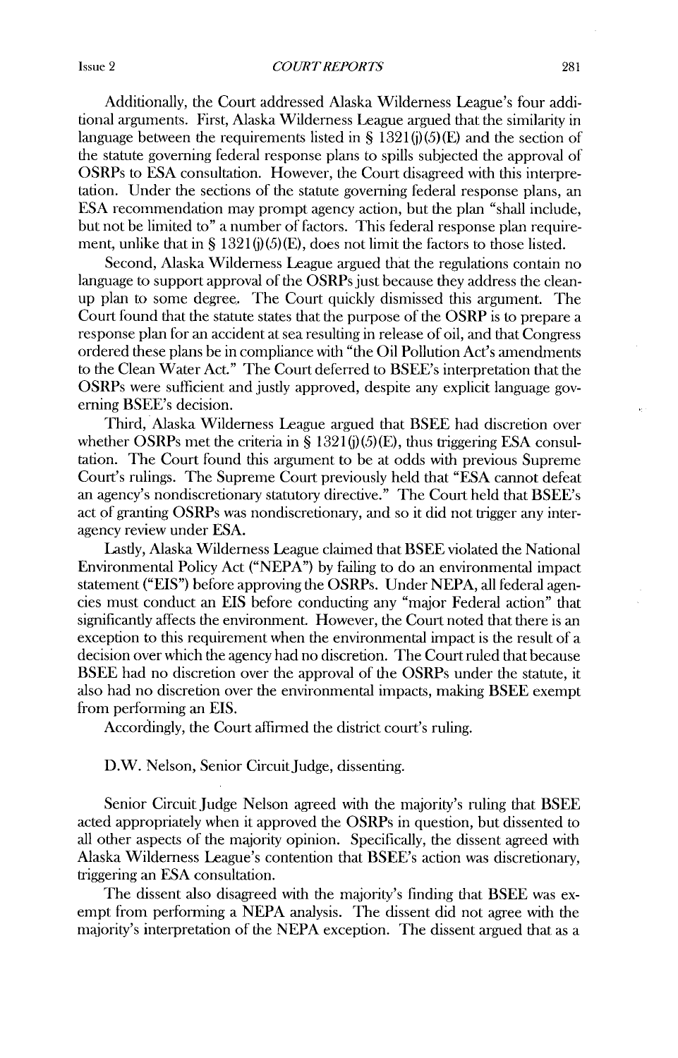Additionally, the Court addressed Alaska Wilderness League's four additional arguments. First, Alaska Wilderness League argued that the similarity in language between the requirements listed in § 1321(j)(5)(E) and the section of the statute governing federal response plans to spills subjected the approval of OSRPs to ESA consultation. However, the Court disagreed with this interpretation. Under the sections of the statute governing federal response plans, an ESA recommendation may prompt agency action, but the plan "shall include, but not be limited to" a number of factors. This federal response plan requirement, unlike that in § 1321(j)(5)(E), does not limit the factors to those listed.

Second, Alaska Wilderness League argued that the regulations contain no language to support approval of the OSRPs just because they address the clean-up plan to some degree. The Court quickly dismissed this argument. The Court found that the statute states that the purpose of the OSRP is to prepare a response plan for an accident at sea resulting in release of oil, and that Congress ordered these plans be in compliance with "the Oil Pollution Act's amendments to the Clean Water Act." The Court deferred to BSEE's interpretation that the OSRPs were sufficient and justly approved, despite any explicit language governing BSEE's decision.

Third, Alaska Wilderness League argued that BSEE had discretion over whether OSRPs met the criteria in § 1321(j)(5)(E), thus triggering ESA consultation. The Court found this argument to be at odds with previous Supreme Court's rulings. The Supreme Court previously held that "ESA cannot defeat an agency's nondiscretionary statutory directive." The Court held that BSEE's act of granting OSRPs was nondiscretionary, and so it did not trigger any inter-agency review under ESA.

Lastly, Alaska Wilderness League claimed that BSEE violated the National Environmental Policy Act ("NEPA") by failing to do an environmental impact statement ("EIS") before approving the OSRPs. Under NEPA, all federal agencies must conduct an EIS before conducting any "major Federal action" that significantly affects the environment. However, the Court noted that there is an exception to this requirement when the environmental impact is the result of a decision over which the agency had no discretion. The Court ruled that because BSEE had no discretion over the approval of the OSRPs under the statute, it also had no discretion over the environmental impacts, making BSEE exempt from performing an EIS.

Accordingly, the Court affirmed the district court's ruling.

D.W. Nelson, Senior Circuit Judge, dissenting.

Senior Circuit Judge Nelson agreed with the majority's ruling that BSEE acted appropriately when it approved the OSRPs in question, but dissented to all other aspects of the majority opinion. Specifically, the dissent agreed with Alaska Wilderness League's contention that BSEE's action was discretionary, triggering an ESA consultation.

The dissent also disagreed with the majority's finding that BSEE was exempt from performing a NEPA analysis. The dissent did not agree with the majority's interpretation of the NEPA exception. The dissent argued that as a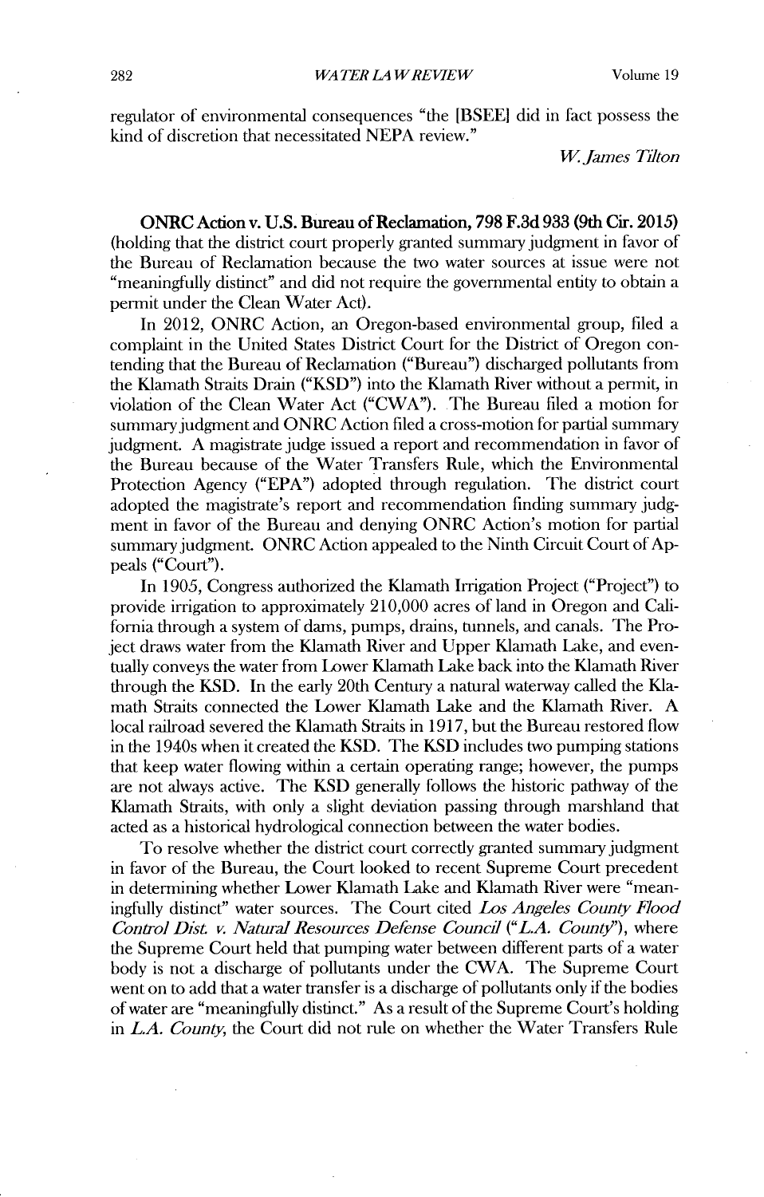regulator of environmental consequences "the [BSEE] did in fact possess the kind of discretion that necessitated NEPA review."

*W. James Tilton*

**ONRC Action v. U.S. Bureau of Reclamation, 798 F.3d 933 (9th Cir. 2015)** (holding that the district court properly granted summary judgment in favor of the Bureau of Reclamation because the two water sources at issue were not "meaningfully distinct" and did not require the governmental entity to obtain a permit under the Clean Water Act).

In 2012, ONRC Action, an Oregon-based environmental group, filed a complaint in the United States District Court for the District of Oregon contending that the Bureau of Reclamation ("Bureau") discharged pollutants from the Klamath Straits Drain ("KSD") into the Klamath River without a permit, in violation of the Clean Water Act ("CWA"). The Bureau filed a motion for summary judgment and ONRC Action filed a cross-motion for partial summary judgment. A magistrate judge issued a report and recommendation in favor of the Bureau because of the Water Transfers Rule, which the Environmental Protection Agency ("EPA") adopted through regulation. The district court adopted the magistrate's report and recommendation finding summary judgment in favor of the Bureau and denying ONRC Action's motion for partial summary judgment. ONRC Action appealed to the Ninth Circuit Court of Appeals ("Court").

In 1905, Congress authorized the Klamath Irrigation Project ("Project") to provide irrigation to approximately 210,000 acres of land in Oregon and California through a system of dams, pumps, drains, tunnels, and canals. The Project draws water from the Klamath River and Upper Klamath Lake, and eventually conveys the water from Lower Klamath Lake back into the Klamath River through the KSD. In the early 20th Century a natural waterway called the Klamath Straits connected the Lower Klamath Lake and the Klamath River. A local railroad severed the Klamath Straits in 1917, but the Bureau restored flow in the 1940s when it created the KSD. The KSD includes two pumping stations that keep water flowing within a certain operating range; however, the pumps are not always active. The KSD generally follows the historic pathway of the Klamath Straits, with only a slight deviation passing through marshland that acted as a historical hydrological connection between the water bodies.

To resolve whether the district court correctly granted summary judgment in favor of the Bureau, the Court looked to recent Supreme Court precedent in determining whether Lower Klamath Lake and Klamath River were "meaningfully distinct" water sources. The Court cited *Los Angeles County Flood Control Dist. v. Natural Resources Defense Council* ("*L.A. County*"), where the Supreme Court held that pumping water between different parts of a water body is not a discharge of pollutants under the CWA. The Supreme Court went on to add that a water transfer is a discharge of pollutants only if the bodies of water are "meaningfully distinct." As a result of the Supreme Court's holding in *L.A. County*, the Court did not rule on whether the Water Transfers Rule